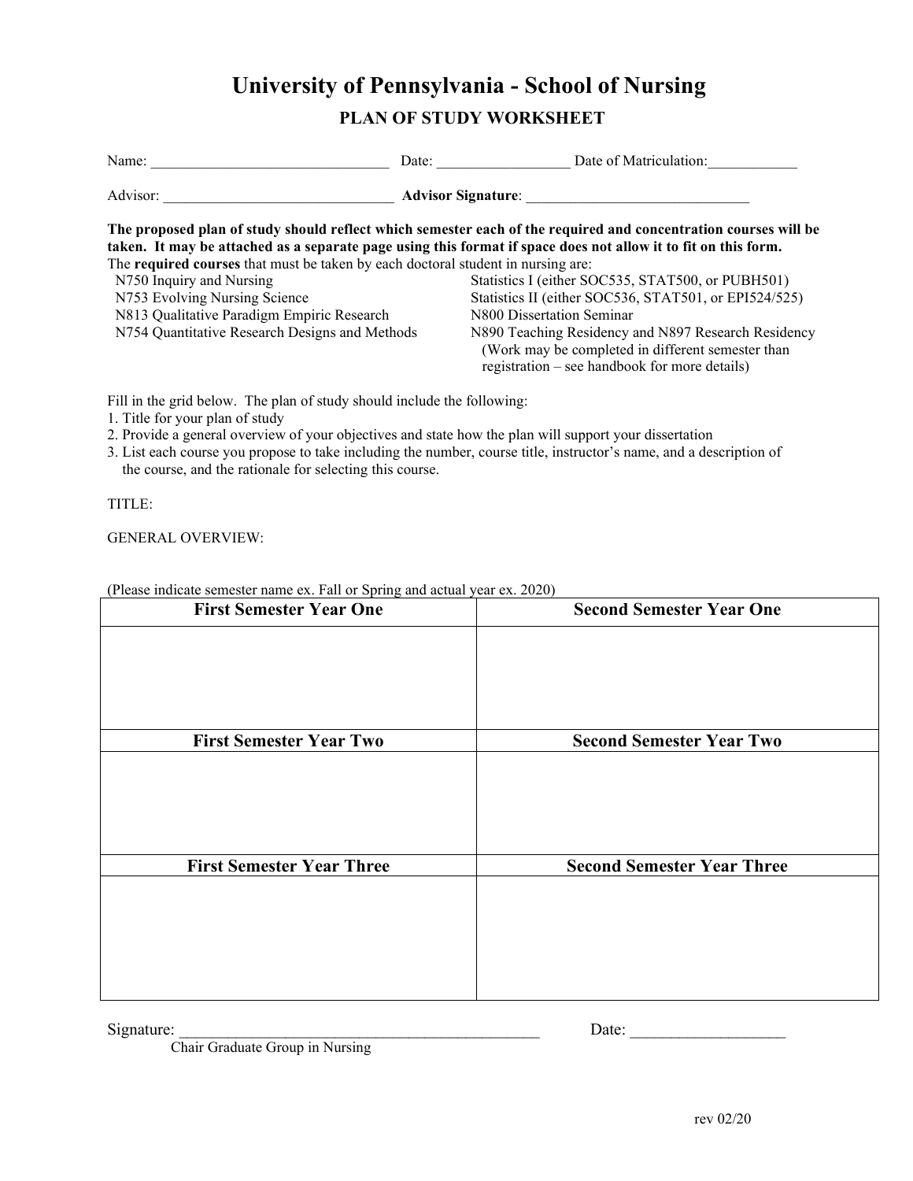# University of Pennsylvania - School of Nursing

## PLAN OF STUDY WORKSHEET

Name: ________________________________ Date: __________________ Date of Matriculation:____________

Advisor: ________________________________ **Advisor Signature**: _______________________________

**The proposed plan of study should reflect which semester each of the required and concentration courses will be taken. It may be attached as a separate page using this format if space does not allow it to fit on this form.**

The **required courses** that must be taken by each doctoral student in nursing are:

- N750 Inquiry and Nursing
- N753 Evolving Nursing Science
- N813 Qualitative Paradigm Empiric Research
- N754 Quantitative Research Designs and Methods
- Statistics I (either SOC535, STAT500, or PUBH501)
- Statistics II (either SOC536, STAT501, or EPI524/525)
- N800 Dissertation Seminar
- N890 Teaching Residency and N897 Research Residency (Work may be completed in different semester than registration – see handbook for more details)

Fill in the grid below. The plan of study should include the following:

1. Title for your plan of study
2. Provide a general overview of your objectives and state how the plan will support your dissertation
3. List each course you propose to take including the number, course title, instructor's name, and a description of the course, and the rationale for selecting this course.

TITLE:

GENERAL OVERVIEW:

(Please indicate semester name ex. Fall or Spring and actual year ex. 2020)

| First Semester Year One | Second Semester Year One |
|---|---|
| | |
| **First Semester Year Two** | **Second Semester Year Two** |
| | |
| **First Semester Year Three** | **Second Semester Year Three** |
| | |

Signature: ________________________________________________ Date: ____________________

Chair Graduate Group in Nursing

rev 02/20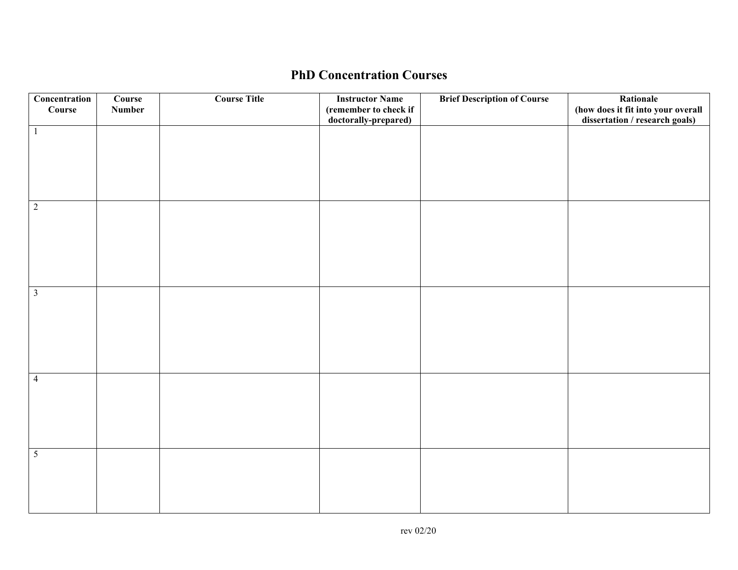# PhD Concentration Courses

| Concentration Course | Course Number | Course Title | Instructor Name (remember to check if doctorally-prepared) | Brief Description of Course | Rationale (how does it fit into your overall dissertation / research goals) |
|---|---|---|---|---|---|
| 1 | | | | | |
| 2 | | | | | |
| 3 | | | | | |
| 4 | | | | | |
| 5 | | | | | |

rev 02/20